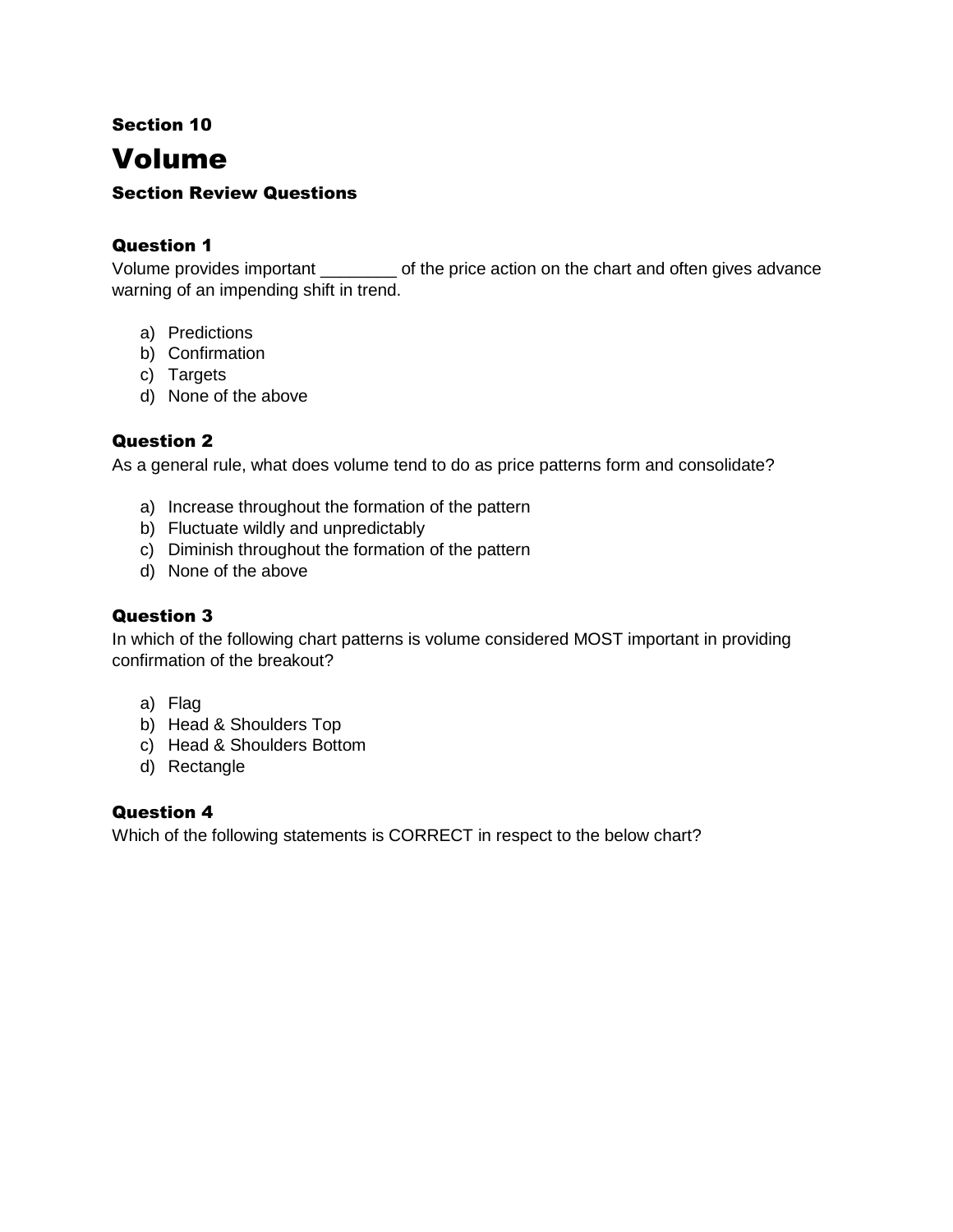**Section 10**

# Volume

### Section Review Questions

### Question 1

Volume provides important ________ of the price action on the chart and often gives advance warning of an impending shift in trend.

a) Predictions
b) Confirmation
c) Targets
d) None of the above

### Question 2

As a general rule, what does volume tend to do as price patterns form and consolidate?

a) Increase throughout the formation of the pattern
b) Fluctuate wildly and unpredictably
c) Diminish throughout the formation of the pattern
d) None of the above

### Question 3

In which of the following chart patterns is volume considered MOST important in providing confirmation of the breakout?

a) Flag
b) Head & Shoulders Top
c) Head & Shoulders Bottom
d) Rectangle

### Question 4

Which of the following statements is CORRECT in respect to the below chart?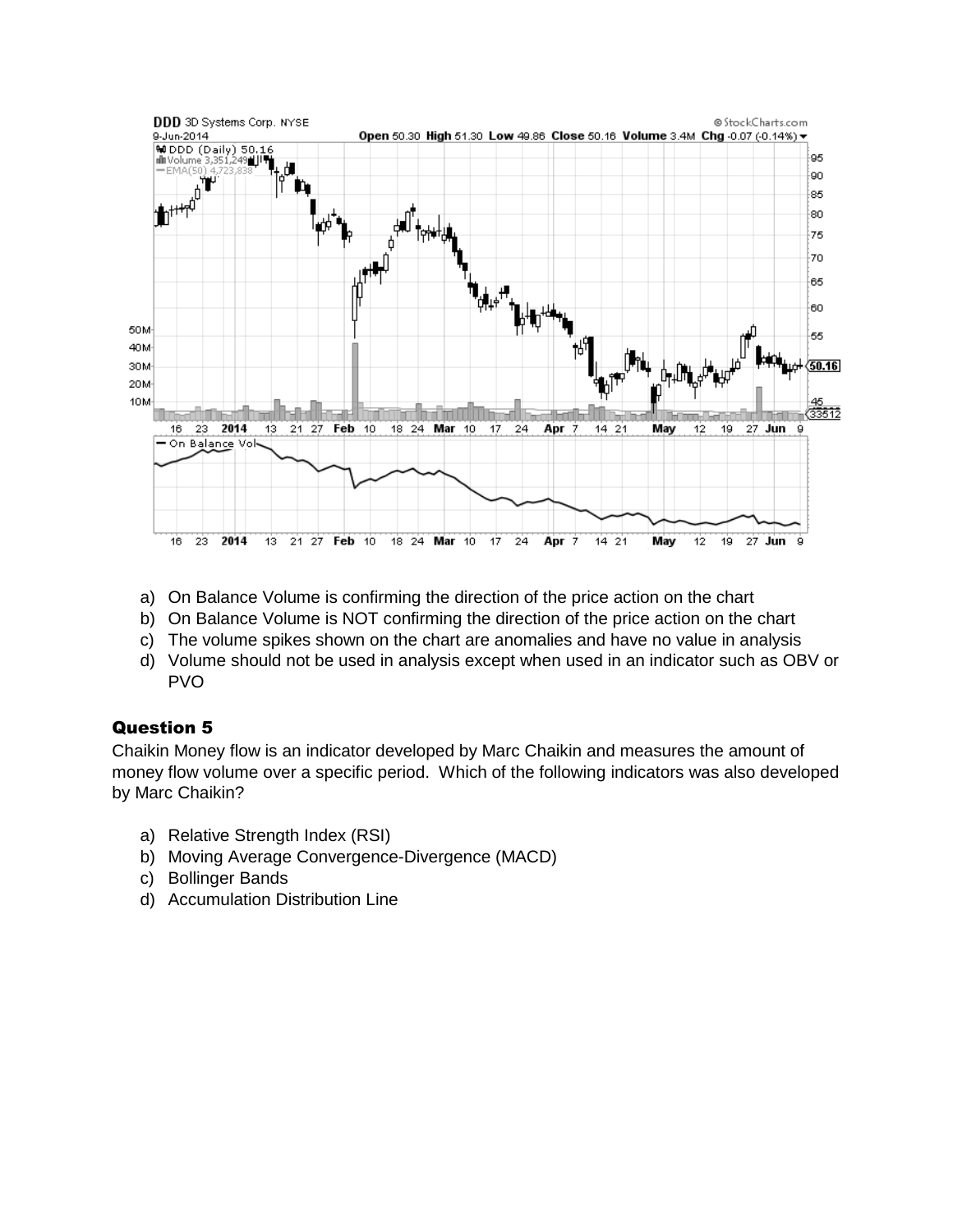a) On Balance Volume is confirming the direction of the price action on the chart
b) On Balance Volume is NOT confirming the direction of the price action on the chart
c) The volume spikes shown on the chart are anomalies and have no value in analysis
d) Volume should not be used in analysis except when used in an indicator such as OBV or PVO

### Question 5

Chaikin Money flow is an indicator developed by Marc Chaikin and measures the amount of money flow volume over a specific period. Which of the following indicators was also developed by Marc Chaikin?

a) Relative Strength Index (RSI)
b) Moving Average Convergence-Divergence (MACD)
c) Bollinger Bands
d) Accumulation Distribution Line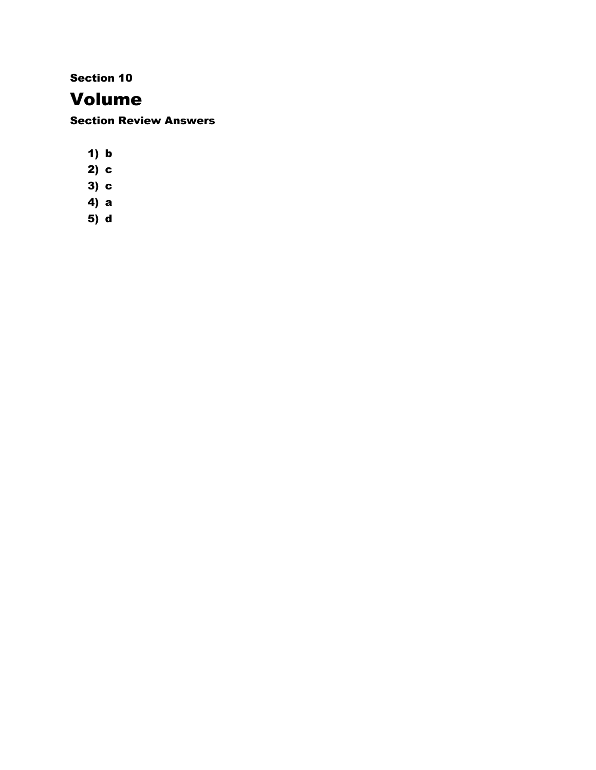**Section 10**

# Volume

### Section Review Answers

1) **b**
2) **c**
3) **c**
4) **a**
5) **d**